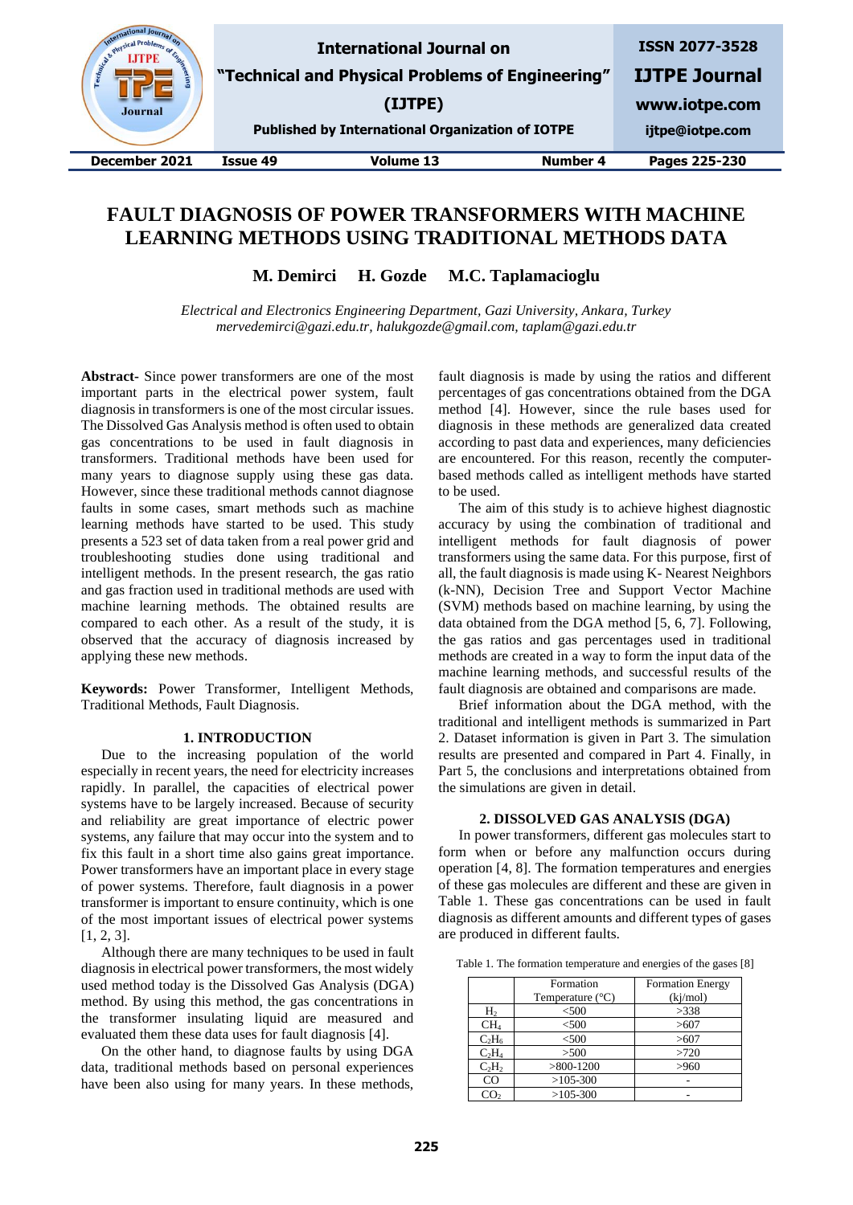# FAULT DIAGNOSIS OF POWER TRANSFORMERS WITH MACHINE LEARNING METHODS USING TRADITIONAL METHODS DATA

**M. Demirci H. Gozde M.C. Taplamacioglu**

*Electrical and Electronics Engineering Department, Gazi University, Ankara, Turkey*
*mervedemirci@gazi.edu.tr, halukgozde@gmail.com, taplam@gazi.edu.tr*

**Abstract-** Since power transformers are one of the most important parts in the electrical power system, fault diagnosis in transformers is one of the most circular issues. The Dissolved Gas Analysis method is often used to obtain gas concentrations to be used in fault diagnosis in transformers. Traditional methods have been used for many years to diagnose supply using these gas data. However, since these traditional methods cannot diagnose faults in some cases, smart methods such as machine learning methods have started to be used. This study presents a 523 set of data taken from a real power grid and troubleshooting studies done using traditional and intelligent methods. In the present research, the gas ratio and gas fraction used in traditional methods are used with machine learning methods. The obtained results are compared to each other. As a result of the study, it is observed that the accuracy of diagnosis increased by applying these new methods.

**Keywords:** Power Transformer, Intelligent Methods, Traditional Methods, Fault Diagnosis.

## 1. INTRODUCTION

Due to the increasing population of the world especially in recent years, the need for electricity increases rapidly. In parallel, the capacities of electrical power systems have to be largely increased. Because of security and reliability are great importance of electric power systems, any failure that may occur into the system and to fix this fault in a short time also gains great importance. Power transformers have an important place in every stage of power systems. Therefore, fault diagnosis in a power transformer is important to ensure continuity, which is one of the most important issues of electrical power systems [1, 2, 3].

Although there are many techniques to be used in fault diagnosis in electrical power transformers, the most widely used method today is the Dissolved Gas Analysis (DGA) method. By using this method, the gas concentrations in the transformer insulating liquid are measured and evaluated them these data uses for fault diagnosis [4].

On the other hand, to diagnose faults by using DGA data, traditional methods based on personal experiences have been also using for many years. In these methods, fault diagnosis is made by using the ratios and different percentages of gas concentrations obtained from the DGA method [4]. However, since the rule bases used for diagnosis in these methods are generalized data created according to past data and experiences, many deficiencies are encountered. For this reason, recently the computer-based methods called as intelligent methods have started to be used.

The aim of this study is to achieve highest diagnostic accuracy by using the combination of traditional and intelligent methods for fault diagnosis of power transformers using the same data. For this purpose, first of all, the fault diagnosis is made using K- Nearest Neighbors (k-NN), Decision Tree and Support Vector Machine (SVM) methods based on machine learning, by using the data obtained from the DGA method [5, 6, 7]. Following, the gas ratios and gas percentages used in traditional methods are created in a way to form the input data of the machine learning methods, and successful results of the fault diagnosis are obtained and comparisons are made.

Brief information about the DGA method, with the traditional and intelligent methods is summarized in Part 2. Dataset information is given in Part 3. The simulation results are presented and compared in Part 4. Finally, in Part 5, the conclusions and interpretations obtained from the simulations are given in detail.

## 2. DISSOLVED GAS ANALYSIS (DGA)

In power transformers, different gas molecules start to form when or before any malfunction occurs during operation [4, 8]. The formation temperatures and energies of these gas molecules are different and these are given in Table 1. These gas concentrations can be used in fault diagnosis as different amounts and different types of gases are produced in different faults.

Table 1. The formation temperature and energies of the gases [8]

| | Formation Temperature (°C) | Formation Energy (kj/mol) |
|---|---|---|
| $H_2$ | <500 | >338 |
| $CH_4$ | <500 | >607 |
| $C_2H_6$ | <500 | >607 |
| $C_2H_4$ | >500 | >720 |
| $C_2H_2$ | >800-1200 | >960 |
| CO | >105-300 | - |
| $CO_2$ | >105-300 | - |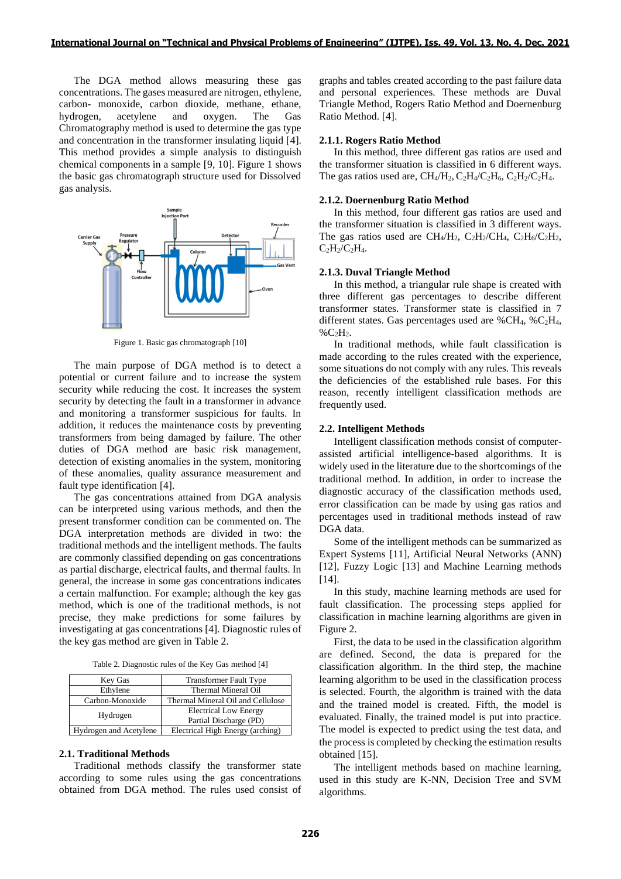The DGA method allows measuring these gas concentrations. The gases measured are nitrogen, ethylene, carbon- monoxide, carbon dioxide, methane, ethane, hydrogen, acetylene and oxygen. The Gas Chromatography method is used to determine the gas type and concentration in the transformer insulating liquid [4]. This method provides a simple analysis to distinguish chemical components in a sample [9, 10]. Figure 1 shows the basic gas chromatograph structure used for Dissolved gas analysis.

Figure 1. Basic gas chromatograph [10]

The main purpose of DGA method is to detect a potential or current failure and to increase the system security while reducing the cost. It increases the system security by detecting the fault in a transformer in advance and monitoring a transformer suspicious for faults. In addition, it reduces the maintenance costs by preventing transformers from being damaged by failure. The other duties of DGA method are basic risk management, detection of existing anomalies in the system, monitoring of these anomalies, quality assurance measurement and fault type identification [4].

The gas concentrations attained from DGA analysis can be interpreted using various methods, and then the present transformer condition can be commented on. The DGA interpretation methods are divided in two: the traditional methods and the intelligent methods. The faults are commonly classified depending on gas concentrations as partial discharge, electrical faults, and thermal faults. In general, the increase in some gas concentrations indicates a certain malfunction. For example; although the key gas method, which is one of the traditional methods, is not precise, they make predictions for some failures by investigating at gas concentrations [4]. Diagnostic rules of the key gas method are given in Table 2.

Table 2. Diagnostic rules of the Key Gas method [4]

| Key Gas | Transformer Fault Type |
| --- | --- |
| Ethylene | Thermal Mineral Oil |
| Carbon-Monoxide | Thermal Mineral Oil and Cellulose |
| Hydrogen | Electrical Low Energy Partial Discharge (PD) |
| Hydrogen and Acetylene | Electrical High Energy (arching) |

### 2.1. Traditional Methods

Traditional methods classify the transformer state according to some rules using the gas concentrations obtained from DGA method. The rules used consist of graphs and tables created according to the past failure data and personal experiences. These methods are Duval Triangle Method, Rogers Ratio Method and Doernenburg Ratio Method. [4].

#### 2.1.1. Rogers Ratio Method

In this method, three different gas ratios are used and the transformer situation is classified in 6 different ways. The gas ratios used are, $CH_4/H_2$, $C_2H_4/C_2H_6$, $C_2H_2/C_2H_4$.

#### 2.1.2. Doernenburg Ratio Method

In this method, four different gas ratios are used and the transformer situation is classified in 3 different ways. The gas ratios used are $CH_4/H_2$, $C_2H_2/CH_4$, $C_2H_6/C_2H_2$, $C_2H_2/C_2H_4$.

#### 2.1.3. Duval Triangle Method

In this method, a triangular rule shape is created with three different gas percentages to describe different transformer states. Transformer state is classified in 7 different states. Gas percentages used are $\%CH_4$, $\%C_2H_4$, $\%C_2H_2$.

In traditional methods, while fault classification is made according to the rules created with the experience, some situations do not comply with any rules. This reveals the deficiencies of the established rule bases. For this reason, recently intelligent classification methods are frequently used.

### 2.2. Intelligent Methods

Intelligent classification methods consist of computer-assisted artificial intelligence-based algorithms. It is widely used in the literature due to the shortcomings of the traditional method. In addition, in order to increase the diagnostic accuracy of the classification methods used, error classification can be made by using gas ratios and percentages used in traditional methods instead of raw DGA data.

Some of the intelligent methods can be summarized as Expert Systems [11], Artificial Neural Networks (ANN) [12], Fuzzy Logic [13] and Machine Learning methods [14].

In this study, machine learning methods are used for fault classification. The processing steps applied for classification in machine learning algorithms are given in Figure 2.

First, the data to be used in the classification algorithm are defined. Second, the data is prepared for the classification algorithm. In the third step, the machine learning algorithm to be used in the classification process is selected. Fourth, the algorithm is trained with the data and the trained model is created. Fifth, the model is evaluated. Finally, the trained model is put into practice. The model is expected to predict using the test data, and the process is completed by checking the estimation results obtained [15].

The intelligent methods based on machine learning, used in this study are K-NN, Decision Tree and SVM algorithms.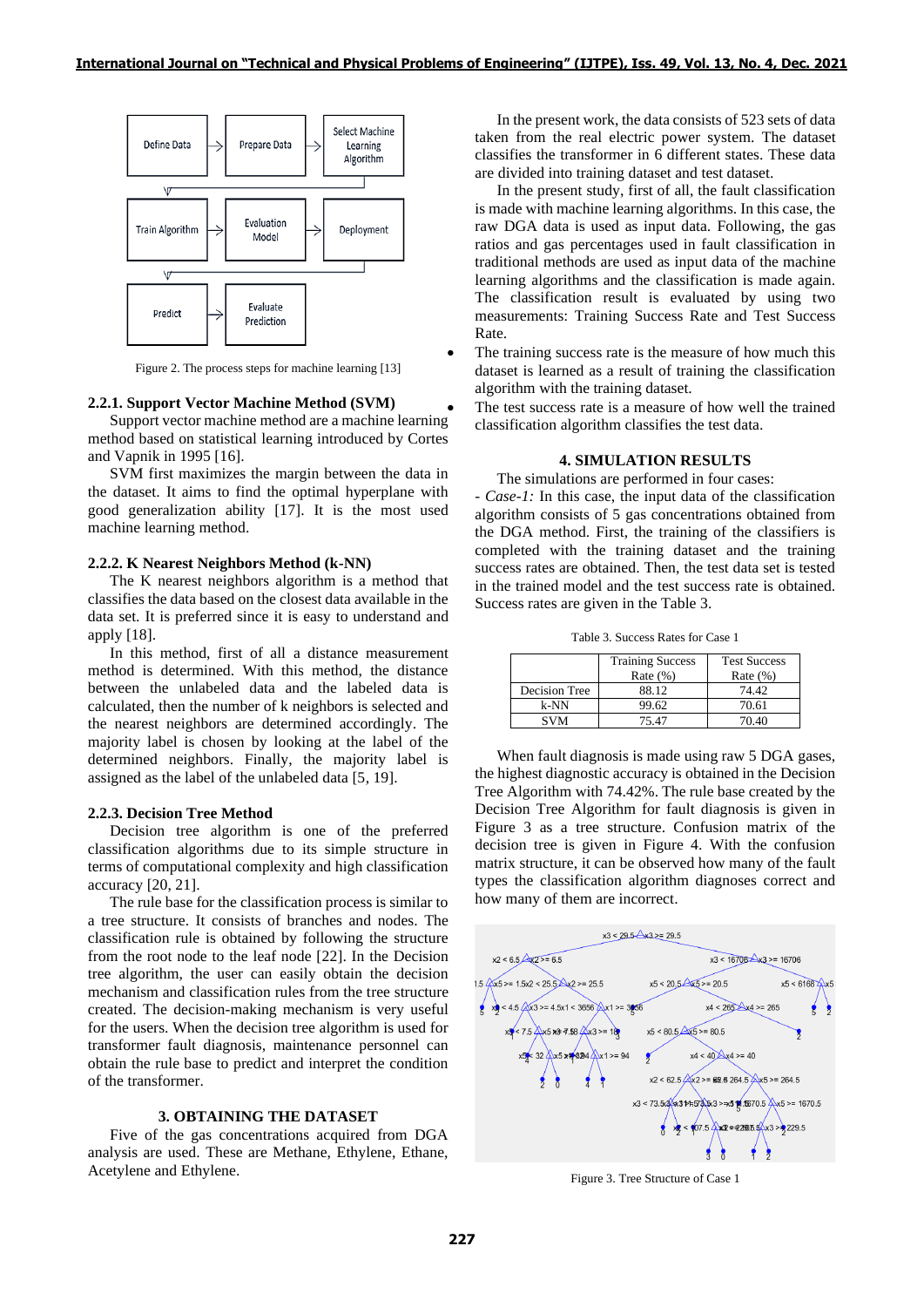Figure 2. The process steps for machine learning [13]

#### 2.2.1. Support Vector Machine Method (SVM)

Support vector machine method are a machine learning method based on statistical learning introduced by Cortes and Vapnik in 1995 [16].

SVM first maximizes the margin between the data in the dataset. It aims to find the optimal hyperplane with good generalization ability [17]. It is the most used machine learning method.

#### 2.2.2. K Nearest Neighbors Method (k-NN)

The K nearest neighbors algorithm is a method that classifies the data based on the closest data available in the data set. It is preferred since it is easy to understand and apply [18].

In this method, first of all a distance measurement method is determined. With this method, the distance between the unlabeled data and the labeled data is calculated, then the number of k neighbors is selected and the nearest neighbors are determined accordingly. The majority label is chosen by looking at the label of the determined neighbors. Finally, the majority label is assigned as the label of the unlabeled data [5, 19].

#### 2.2.3. Decision Tree Method

Decision tree algorithm is one of the preferred classification algorithms due to its simple structure in terms of computational complexity and high classification accuracy [20, 21].

The rule base for the classification process is similar to a tree structure. It consists of branches and nodes. The classification rule is obtained by following the structure from the root node to the leaf node [22]. In the Decision tree algorithm, the user can easily obtain the decision mechanism and classification rules from the tree structure created. The decision-making mechanism is very useful for the users. When the decision tree algorithm is used for transformer fault diagnosis, maintenance personnel can obtain the rule base to predict and interpret the condition of the transformer.

## 3. OBTAINING THE DATASET

Five of the gas concentrations acquired from DGA analysis are used. These are Methane, Ethylene, Ethane, Acetylene and Ethylene.

In the present work, the data consists of 523 sets of data taken from the real electric power system. The dataset classifies the transformer in 6 different states. These data are divided into training dataset and test dataset.

In the present study, first of all, the fault classification is made with machine learning algorithms. In this case, the raw DGA data is used as input data. Following, the gas ratios and gas percentages used in fault classification in traditional methods are used as input data of the machine learning algorithms and the classification is made again. The classification result is evaluated by using two measurements: Training Success Rate and Test Success Rate.

- The training success rate is the measure of how much this dataset is learned as a result of training the classification algorithm with the training dataset.
- The test success rate is a measure of how well the trained classification algorithm classifies the test data.

## 4. SIMULATION RESULTS

The simulations are performed in four cases:

- *Case-1:* In this case, the input data of the classification algorithm consists of 5 gas concentrations obtained from the DGA method. First, the training of the classifiers is completed with the training dataset and the training success rates are obtained. Then, the test data set is tested in the trained model and the test success rate is obtained. Success rates are given in the Table 3.

Table 3. Success Rates for Case 1

| | Training Success Rate (%) | Test Success Rate (%) |
|---|---|---|
| Decision Tree | 88.12 | 74.42 |
| k-NN | 99.62 | 70.61 |
| SVM | 75.47 | 70.40 |

When fault diagnosis is made using raw 5 DGA gases, the highest diagnostic accuracy is obtained in the Decision Tree Algorithm with 74.42%. The rule base created by the Decision Tree Algorithm for fault diagnosis is given in Figure 3 as a tree structure. Confusion matrix of the decision tree is given in Figure 4. With the confusion matrix structure, it can be observed how many of the fault types the classification algorithm diagnoses correct and how many of them are incorrect.

Figure 3. Tree Structure of Case 1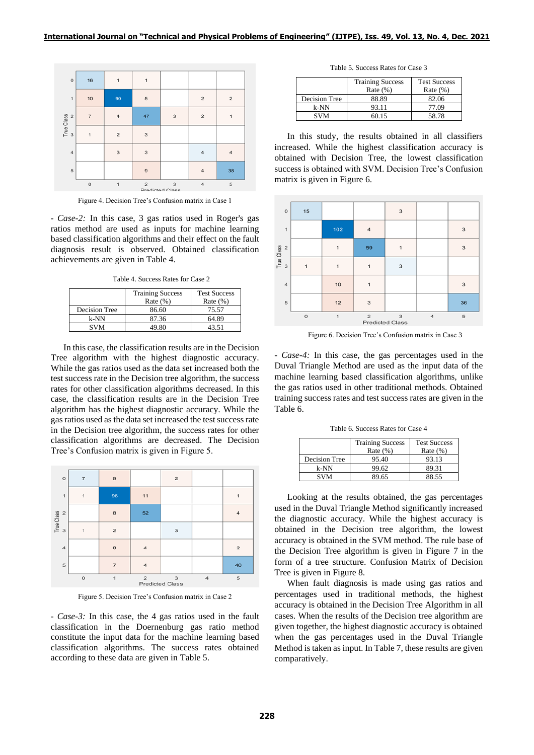Figure 4. Decision Tree's Confusion matrix in Case 1

- *Case-2:* In this case, 3 gas ratios used in Roger's gas ratios method are used as inputs for machine learning based classification algorithms and their effect on the fault diagnosis result is observed. Obtained classification achievements are given in Table 4.

Table 4. Success Rates for Case 2

| | Training Success Rate (%) | Test Success Rate (%) |
|---|---|---|
| Decision Tree | 86.60 | 75.57 |
| k-NN | 87.36 | 64.89 |
| SVM | 49.80 | 43.51 |

In this case, the classification results are in the Decision Tree algorithm with the highest diagnostic accuracy. While the gas ratios used as the data set increased both the test success rate in the Decision tree algorithm, the success rates for other classification algorithms decreased. In this case, the classification results are in the Decision Tree algorithm has the highest diagnostic accuracy. While the gas ratios used as the data set increased the test success rate in the Decision tree algorithm, the success rates for other classification algorithms are decreased. The Decision Tree's Confusion matrix is given in Figure 5.

Figure 5. Decision Tree's Confusion matrix in Case 2

- *Case-3:* In this case, the 4 gas ratios used in the fault classification in the Doernenburg gas ratio method constitute the input data for the machine learning based classification algorithms. The success rates obtained according to these data are given in Table 5.

Table 5. Success Rates for Case 3

| | Training Success Rate (%) | Test Success Rate (%) |
|---|---|---|
| Decision Tree | 88.89 | 82.06 |
| k-NN | 93.11 | 77.09 |
| SVM | 60.15 | 58.78 |

In this study, the results obtained in all classifiers increased. While the highest classification accuracy is obtained with Decision Tree, the lowest classification success is obtained with SVM. Decision Tree's Confusion matrix is given in Figure 6.

Figure 6. Decision Tree's Confusion matrix in Case 3

- *Case-4:* In this case, the gas percentages used in the Duval Triangle Method are used as the input data of the machine learning based classification algorithms, unlike the gas ratios used in other traditional methods. Obtained training success rates and test success rates are given in the Table 6.

Table 6. Success Rates for Case 4

| | Training Success Rate (%) | Test Success Rate (%) |
|---|---|---|
| Decision Tree | 95.40 | 93.13 |
| k-NN | 99.62 | 89.31 |
| SVM | 89.65 | 88.55 |

Looking at the results obtained, the gas percentages used in the Duval Triangle Method significantly increased the diagnostic accuracy. While the highest accuracy is obtained in the Decision tree algorithm, the lowest accuracy is obtained in the SVM method. The rule base of the Decision Tree algorithm is given in Figure 7 in the form of a tree structure. Confusion Matrix of Decision Tree is given in Figure 8.

When fault diagnosis is made using gas ratios and percentages used in traditional methods, the highest accuracy is obtained in the Decision Tree Algorithm in all cases. When the results of the Decision tree algorithm are given together, the highest diagnostic accuracy is obtained when the gas percentages used in the Duval Triangle Method is taken as input. In Table 7, these results are given comparatively.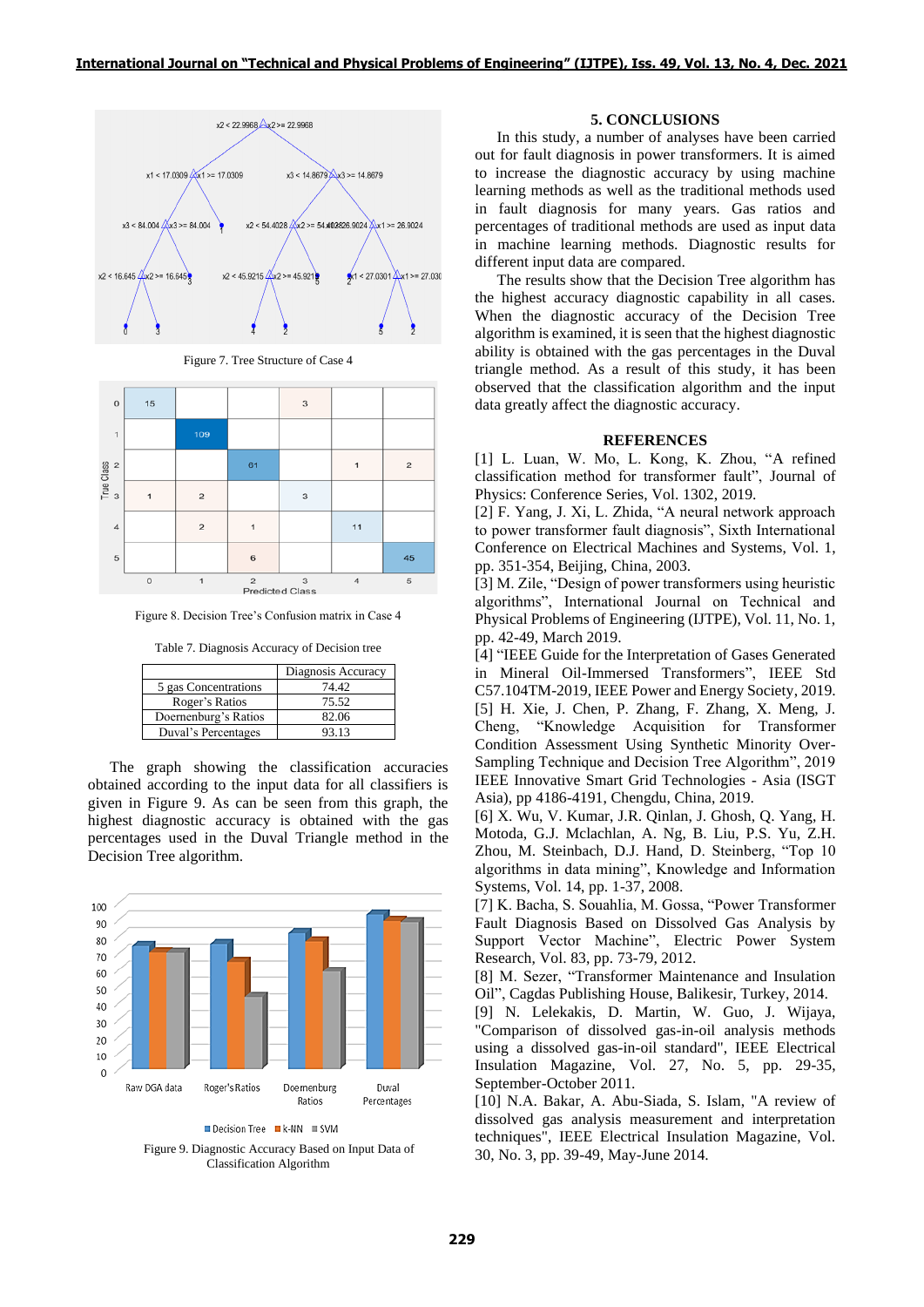Figure 7. Tree Structure of Case 4

Figure 8. Decision Tree's Confusion matrix in Case 4

Table 7. Diagnosis Accuracy of Decision tree

| | Diagnosis Accuracy |
|---|---|
| 5 gas Concentrations | 74.42 |
| Roger's Ratios | 75.52 |
| Doernenburg's Ratios | 82.06 |
| Duval's Percentages | 93.13 |

The graph showing the classification accuracies obtained according to the input data for all classifiers is given in Figure 9. As can be seen from this graph, the highest diagnostic accuracy is obtained with the gas percentages used in the Duval Triangle method in the Decision Tree algorithm.

Figure 9. Diagnostic Accuracy Based on Input Data of Classification Algorithm

## 5. CONCLUSIONS

In this study, a number of analyses have been carried out for fault diagnosis in power transformers. It is aimed to increase the diagnostic accuracy by using machine learning methods as well as the traditional methods used in fault diagnosis for many years. Gas ratios and percentages of traditional methods are used as input data in machine learning methods. Diagnostic results for different input data are compared.

The results show that the Decision Tree algorithm has the highest accuracy diagnostic capability in all cases. When the diagnostic accuracy of the Decision Tree algorithm is examined, it is seen that the highest diagnostic ability is obtained with the gas percentages in the Duval triangle method. As a result of this study, it has been observed that the classification algorithm and the input data greatly affect the diagnostic accuracy.

## REFERENCES

[1] L. Luan, W. Mo, L. Kong, K. Zhou, "A refined classification method for transformer fault", Journal of Physics: Conference Series, Vol. 1302, 2019.

[2] F. Yang, J. Xi, L. Zhida, "A neural network approach to power transformer fault diagnosis", Sixth International Conference on Electrical Machines and Systems, Vol. 1, pp. 351-354, Beijing, China, 2003.

[3] M. Zile, "Design of power transformers using heuristic algorithms", International Journal on Technical and Physical Problems of Engineering (IJTPE), Vol. 11, No. 1, pp. 42-49, March 2019.

[4] "IEEE Guide for the Interpretation of Gases Generated in Mineral Oil-Immersed Transformers", IEEE Std C57.104TM-2019, IEEE Power and Energy Society, 2019.

[5] H. Xie, J. Chen, P. Zhang, F. Zhang, X. Meng, J. Cheng, "Knowledge Acquisition for Transformer Condition Assessment Using Synthetic Minority Over-Sampling Technique and Decision Tree Algorithm", 2019 IEEE Innovative Smart Grid Technologies - Asia (ISGT Asia), pp 4186-4191, Chengdu, China, 2019.

[6] X. Wu, V. Kumar, J.R. Qinlan, J. Ghosh, Q. Yang, H. Motoda, G.J. Mclachlan, A. Ng, B. Liu, P.S. Yu, Z.H. Zhou, M. Steinbach, D.J. Hand, D. Steinberg, "Top 10 algorithms in data mining", Knowledge and Information Systems, Vol. 14, pp. 1-37, 2008.

[7] K. Bacha, S. Souahlia, M. Gossa, "Power Transformer Fault Diagnosis Based on Dissolved Gas Analysis by Support Vector Machine", Electric Power System Research, Vol. 83, pp. 73-79, 2012.

[8] M. Sezer, "Transformer Maintenance and Insulation Oil", Cagdas Publishing House, Balikesir, Turkey, 2014.

[9] N. Lelekakis, D. Martin, W. Guo, J. Wijaya, "Comparison of dissolved gas-in-oil analysis methods using a dissolved gas-in-oil standard", IEEE Electrical Insulation Magazine, Vol. 27, No. 5, pp. 29-35, September-October 2011.

[10] N.A. Bakar, A. Abu-Siada, S. Islam, "A review of dissolved gas analysis measurement and interpretation techniques", IEEE Electrical Insulation Magazine, Vol. 30, No. 3, pp. 39-49, May-June 2014.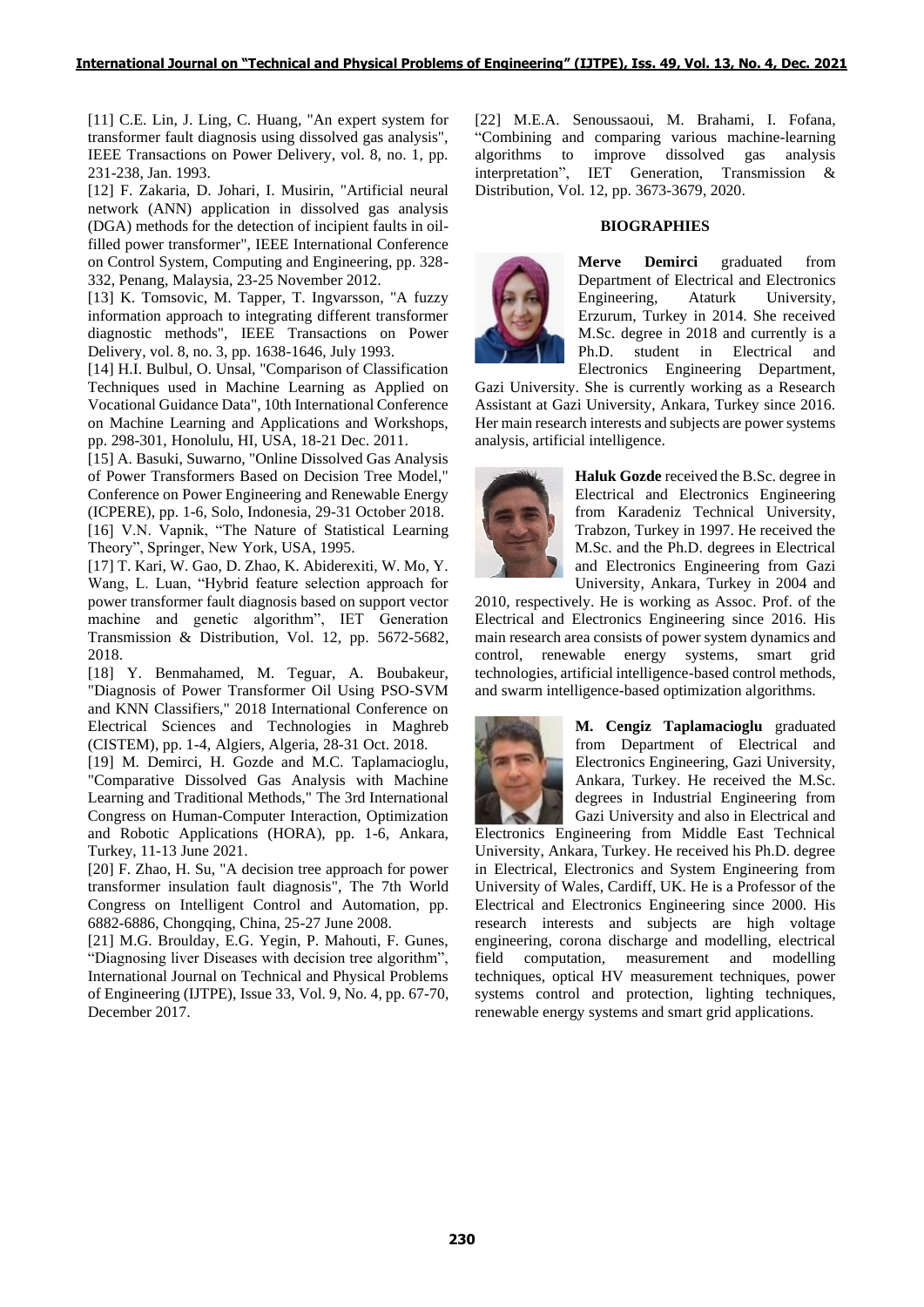[11] C.E. Lin, J. Ling, C. Huang, "An expert system for transformer fault diagnosis using dissolved gas analysis", IEEE Transactions on Power Delivery, vol. 8, no. 1, pp. 231-238, Jan. 1993.

[12] F. Zakaria, D. Johari, I. Musirin, "Artificial neural network (ANN) application in dissolved gas analysis (DGA) methods for the detection of incipient faults in oil-filled power transformer", IEEE International Conference on Control System, Computing and Engineering, pp. 328-332, Penang, Malaysia, 23-25 November 2012.

[13] K. Tomsovic, M. Tapper, T. Ingvarsson, "A fuzzy information approach to integrating different transformer diagnostic methods", IEEE Transactions on Power Delivery, vol. 8, no. 3, pp. 1638-1646, July 1993.

[14] H.I. Bulbul, O. Unsal, "Comparison of Classification Techniques used in Machine Learning as Applied on Vocational Guidance Data", 10th International Conference on Machine Learning and Applications and Workshops, pp. 298-301, Honolulu, HI, USA, 18-21 Dec. 2011.

[15] A. Basuki, Suwarno, "Online Dissolved Gas Analysis of Power Transformers Based on Decision Tree Model," Conference on Power Engineering and Renewable Energy (ICPERE), pp. 1-6, Solo, Indonesia, 29-31 October 2018.

[16] V.N. Vapnik, "The Nature of Statistical Learning Theory", Springer, New York, USA, 1995.

[17] T. Kari, W. Gao, D. Zhao, K. Abiderexiti, W. Mo, Y. Wang, L. Luan, "Hybrid feature selection approach for power transformer fault diagnosis based on support vector machine and genetic algorithm", IET Generation Transmission & Distribution, Vol. 12, pp. 5672-5682, 2018.

[18] Y. Benmahamed, M. Teguar, A. Boubakeur, "Diagnosis of Power Transformer Oil Using PSO-SVM and KNN Classifiers," 2018 International Conference on Electrical Sciences and Technologies in Maghreb (CISTEM), pp. 1-4, Algiers, Algeria, 28-31 Oct. 2018.

[19] M. Demirci, H. Gozde and M.C. Taplamacioglu, "Comparative Dissolved Gas Analysis with Machine Learning and Traditional Methods," The 3rd International Congress on Human-Computer Interaction, Optimization and Robotic Applications (HORA), pp. 1-6, Ankara, Turkey, 11-13 June 2021.

[20] F. Zhao, H. Su, "A decision tree approach for power transformer insulation fault diagnosis", The 7th World Congress on Intelligent Control and Automation, pp. 6882-6886, Chongqing, China, 25-27 June 2008.

[21] M.G. Broulday, E.G. Yegin, P. Mahouti, F. Gunes, "Diagnosing liver Diseases with decision tree algorithm", International Journal on Technical and Physical Problems of Engineering (IJTPE), Issue 33, Vol. 9, No. 4, pp. 67-70, December 2017.

[22] M.E.A. Senoussaoui, M. Brahami, I. Fofana, "Combining and comparing various machine-learning algorithms to improve dissolved gas analysis interpretation", IET Generation, Transmission & Distribution, Vol. 12, pp. 3673-3679, 2020.

## BIOGRAPHIES

**Merve Demirci** graduated from Department of Electrical and Electronics Engineering, Ataturk University, Erzurum, Turkey in 2014. She received M.Sc. degree in 2018 and currently is a Ph.D. student in Electrical and Electronics Engineering Department, Gazi University. She is currently working as a Research Assistant at Gazi University, Ankara, Turkey since 2016. Her main research interests and subjects are power systems analysis, artificial intelligence.

**Haluk Gozde** received the B.Sc. degree in Electrical and Electronics Engineering from Karadeniz Technical University, Trabzon, Turkey in 1997. He received the M.Sc. and the Ph.D. degrees in Electrical and Electronics Engineering from Gazi University, Ankara, Turkey in 2004 and 2010, respectively. He is working as Assoc. Prof. of the Electrical and Electronics Engineering since 2016. His main research area consists of power system dynamics and control, renewable energy systems, smart grid technologies, artificial intelligence-based control methods, and swarm intelligence-based optimization algorithms.

**M. Cengiz Taplamacioglu** graduated from Department of Electrical and Electronics Engineering, Gazi University, Ankara, Turkey. He received the M.Sc. degrees in Industrial Engineering from Gazi University and also in Electrical and Electronics Engineering from Middle East Technical University, Ankara, Turkey. He received his Ph.D. degree in Electrical, Electronics and System Engineering from University of Wales, Cardiff, UK. He is a Professor of the Electrical and Electronics Engineering since 2000. His research interests and subjects are high voltage engineering, corona discharge and modelling, electrical field computation, measurement and modelling techniques, optical HV measurement techniques, power systems control and protection, lighting techniques, renewable energy systems and smart grid applications.